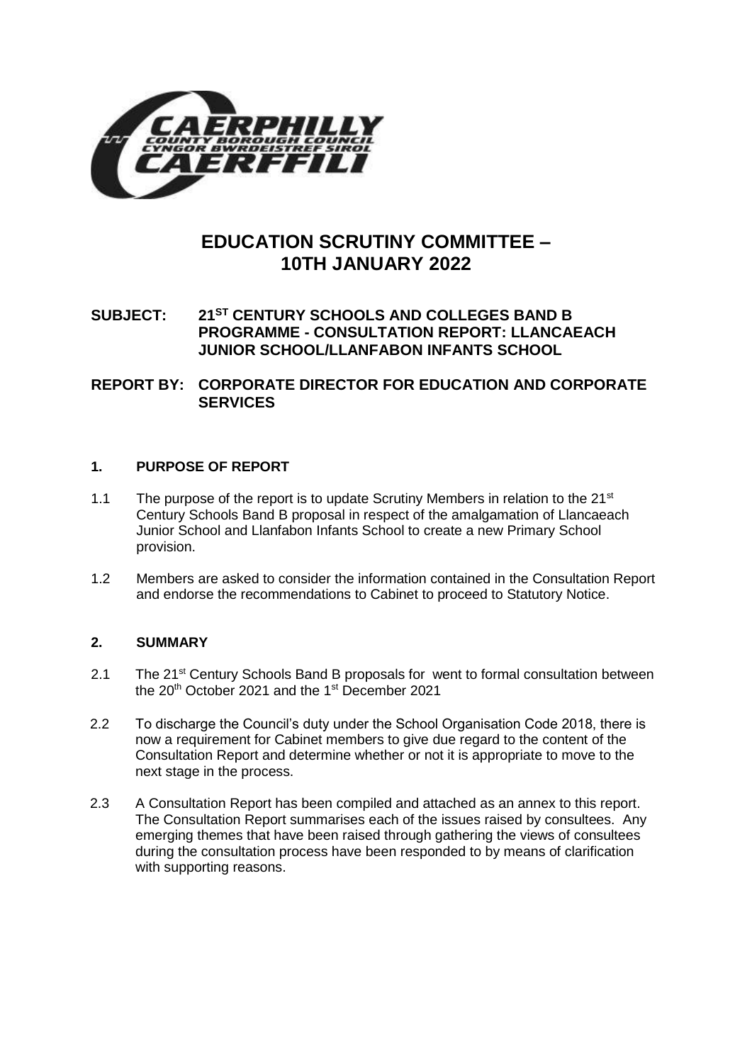# EDUCATION SCRUTINY COMMITTEE – 10TH JANUARY 2022

**SUBJECT: 21ST CENTURY SCHOOLS AND COLLEGES BAND B PROGRAMME - CONSULTATION REPORT: LLANCAEACH JUNIOR SCHOOL/LLANFABON INFANTS SCHOOL**

**REPORT BY: CORPORATE DIRECTOR FOR EDUCATION AND CORPORATE SERVICES**

## 1. PURPOSE OF REPORT

1.1 The purpose of the report is to update Scrutiny Members in relation to the 21st Century Schools Band B proposal in respect of the amalgamation of Llancaeach Junior School and Llanfabon Infants School to create a new Primary School provision.

1.2 Members are asked to consider the information contained in the Consultation Report and endorse the recommendations to Cabinet to proceed to Statutory Notice.

## 2. SUMMARY

2.1 The 21st Century Schools Band B proposals for went to formal consultation between the 20th October 2021 and the 1st December 2021

2.2 To discharge the Council's duty under the School Organisation Code 2018, there is now a requirement for Cabinet members to give due regard to the content of the Consultation Report and determine whether or not it is appropriate to move to the next stage in the process.

2.3 A Consultation Report has been compiled and attached as an annex to this report. The Consultation Report summarises each of the issues raised by consultees. Any emerging themes that have been raised through gathering the views of consultees during the consultation process have been responded to by means of clarification with supporting reasons.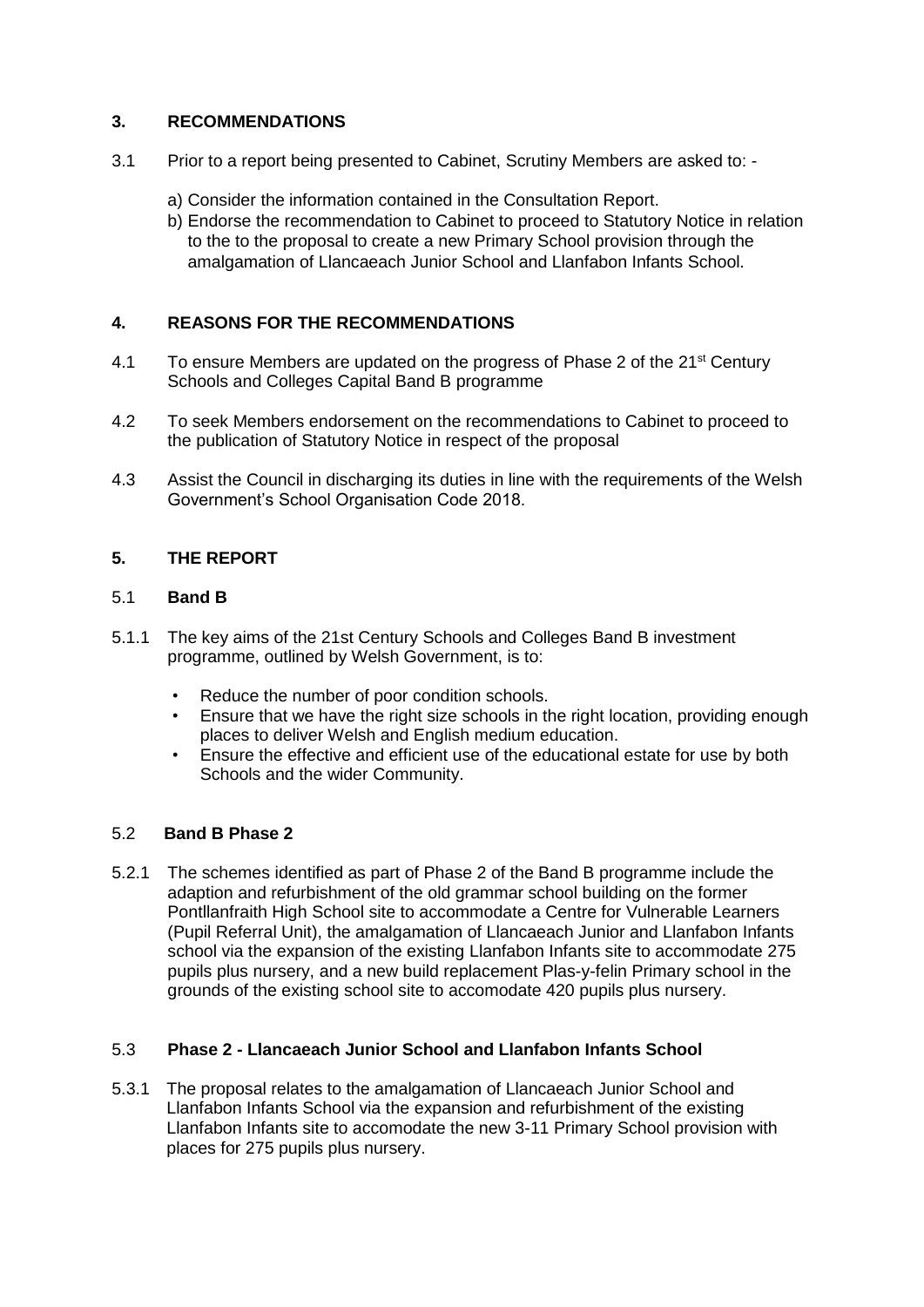## 3. RECOMMENDATIONS

3.1 Prior to a report being presented to Cabinet, Scrutiny Members are asked to: -

a) Consider the information contained in the Consultation Report.
b) Endorse the recommendation to Cabinet to proceed to Statutory Notice in relation to the to the proposal to create a new Primary School provision through the amalgamation of Llancaeach Junior School and Llanfabon Infants School.

## 4. REASONS FOR THE RECOMMENDATIONS

4.1 To ensure Members are updated on the progress of Phase 2 of the 21st Century Schools and Colleges Capital Band B programme

4.2 To seek Members endorsement on the recommendations to Cabinet to proceed to the publication of Statutory Notice in respect of the proposal

4.3 Assist the Council in discharging its duties in line with the requirements of the Welsh Government's School Organisation Code 2018.

## 5. THE REPORT

### 5.1 Band B

5.1.1 The key aims of the 21st Century Schools and Colleges Band B investment programme, outlined by Welsh Government, is to:

- Reduce the number of poor condition schools.
- Ensure that we have the right size schools in the right location, providing enough places to deliver Welsh and English medium education.
- Ensure the effective and efficient use of the educational estate for use by both Schools and the wider Community.

### 5.2 Band B Phase 2

5.2.1 The schemes identified as part of Phase 2 of the Band B programme include the adaption and refurbishment of the old grammar school building on the former Pontllanfraith High School site to accommodate a Centre for Vulnerable Learners (Pupil Referral Unit), the amalgamation of Llancaeach Junior and Llanfabon Infants school via the expansion of the existing Llanfabon Infants site to accommodate 275 pupils plus nursery, and a new build replacement Plas-y-felin Primary school in the grounds of the existing school site to accomodate 420 pupils plus nursery.

### 5.3 Phase 2 - Llancaeach Junior School and Llanfabon Infants School

5.3.1 The proposal relates to the amalgamation of Llancaeach Junior School and Llanfabon Infants School via the expansion and refurbishment of the existing Llanfabon Infants site to accomodate the new 3-11 Primary School provision with places for 275 pupils plus nursery.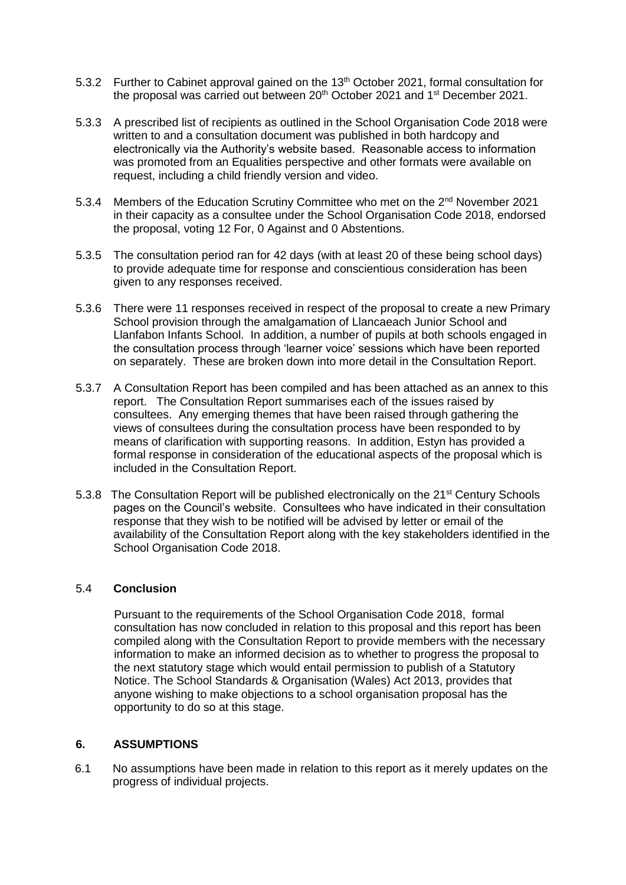5.3.2 Further to Cabinet approval gained on the 13th October 2021, formal consultation for the proposal was carried out between 20th October 2021 and 1st December 2021.

5.3.3 A prescribed list of recipients as outlined in the School Organisation Code 2018 were written to and a consultation document was published in both hardcopy and electronically via the Authority's website based. Reasonable access to information was promoted from an Equalities perspective and other formats were available on request, including a child friendly version and video.

5.3.4 Members of the Education Scrutiny Committee who met on the 2nd November 2021 in their capacity as a consultee under the School Organisation Code 2018, endorsed the proposal, voting 12 For, 0 Against and 0 Abstentions.

5.3.5 The consultation period ran for 42 days (with at least 20 of these being school days) to provide adequate time for response and conscientious consideration has been given to any responses received.

5.3.6 There were 11 responses received in respect of the proposal to create a new Primary School provision through the amalgamation of Llancaeach Junior School and Llanfabon Infants School. In addition, a number of pupils at both schools engaged in the consultation process through 'learner voice' sessions which have been reported on separately. These are broken down into more detail in the Consultation Report.

5.3.7 A Consultation Report has been compiled and has been attached as an annex to this report. The Consultation Report summarises each of the issues raised by consultees. Any emerging themes that have been raised through gathering the views of consultees during the consultation process have been responded to by means of clarification with supporting reasons. In addition, Estyn has provided a formal response in consideration of the educational aspects of the proposal which is included in the Consultation Report.

5.3.8 The Consultation Report will be published electronically on the 21st Century Schools pages on the Council's website. Consultees who have indicated in their consultation response that they wish to be notified will be advised by letter or email of the availability of the Consultation Report along with the key stakeholders identified in the School Organisation Code 2018.

### 5.4 **Conclusion**

Pursuant to the requirements of the School Organisation Code 2018, formal consultation has now concluded in relation to this proposal and this report has been compiled along with the Consultation Report to provide members with the necessary information to make an informed decision as to whether to progress the proposal to the next statutory stage which would entail permission to publish of a Statutory Notice. The School Standards & Organisation (Wales) Act 2013, provides that anyone wishing to make objections to a school organisation proposal has the opportunity to do so at this stage.

## 6. ASSUMPTIONS

6.1 No assumptions have been made in relation to this report as it merely updates on the progress of individual projects.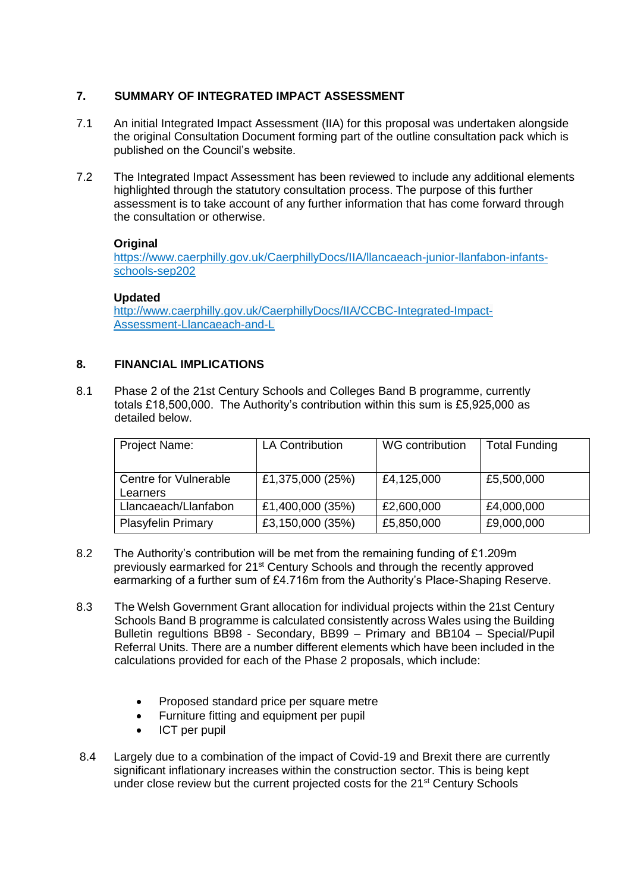## 7. SUMMARY OF INTEGRATED IMPACT ASSESSMENT

7.1 An initial Integrated Impact Assessment (IIA) for this proposal was undertaken alongside the original Consultation Document forming part of the outline consultation pack which is published on the Council's website.

7.2 The Integrated Impact Assessment has been reviewed to include any additional elements highlighted through the statutory consultation process. The purpose of this further assessment is to take account of any further information that has come forward through the consultation or otherwise.

**Original**
[https://www.caerphilly.gov.uk/CaerphillyDocs/IIA/llancaeach-junior-llanfabon-infants-schools-sep202](https://www.caerphilly.gov.uk/CaerphillyDocs/IIA/llancaeach-junior-llanfabon-infants-schools-sep202)

**Updated**
[http://www.caerphilly.gov.uk/CaerphillyDocs/IIA/CCBC-Integrated-Impact-Assessment-Llancaeach-and-L](http://www.caerphilly.gov.uk/CaerphillyDocs/IIA/CCBC-Integrated-Impact-Assessment-Llancaeach-and-L)

## 8. FINANCIAL IMPLICATIONS

8.1 Phase 2 of the 21st Century Schools and Colleges Band B programme, currently totals £18,500,000. The Authority's contribution within this sum is £5,925,000 as detailed below.

| Project Name: | LA Contribution | WG contribution | Total Funding |
|---|---|---|---|
| Centre for Vulnerable Learners | £1,375,000 (25%) | £4,125,000 | £5,500,000 |
| Llancaeach/Llanfabon | £1,400,000 (35%) | £2,600,000 | £4,000,000 |
| Plasyfelin Primary | £3,150,000 (35%) | £5,850,000 | £9,000,000 |

8.2 The Authority's contribution will be met from the remaining funding of £1.209m previously earmarked for 21st Century Schools and through the recently approved earmarking of a further sum of £4.716m from the Authority's Place-Shaping Reserve.

8.3 The Welsh Government Grant allocation for individual projects within the 21st Century Schools Band B programme is calculated consistently across Wales using the Building Bulletin regultions BB98 - Secondary, BB99 – Primary and BB104 – Special/Pupil Referral Units. There are a number different elements which have been included in the calculations provided for each of the Phase 2 proposals, which include:

- Proposed standard price per square metre
- Furniture fitting and equipment per pupil
- ICT per pupil

8.4 Largely due to a combination of the impact of Covid-19 and Brexit there are currently significant inflationary increases within the construction sector. This is being kept under close review but the current projected costs for the 21st Century Schools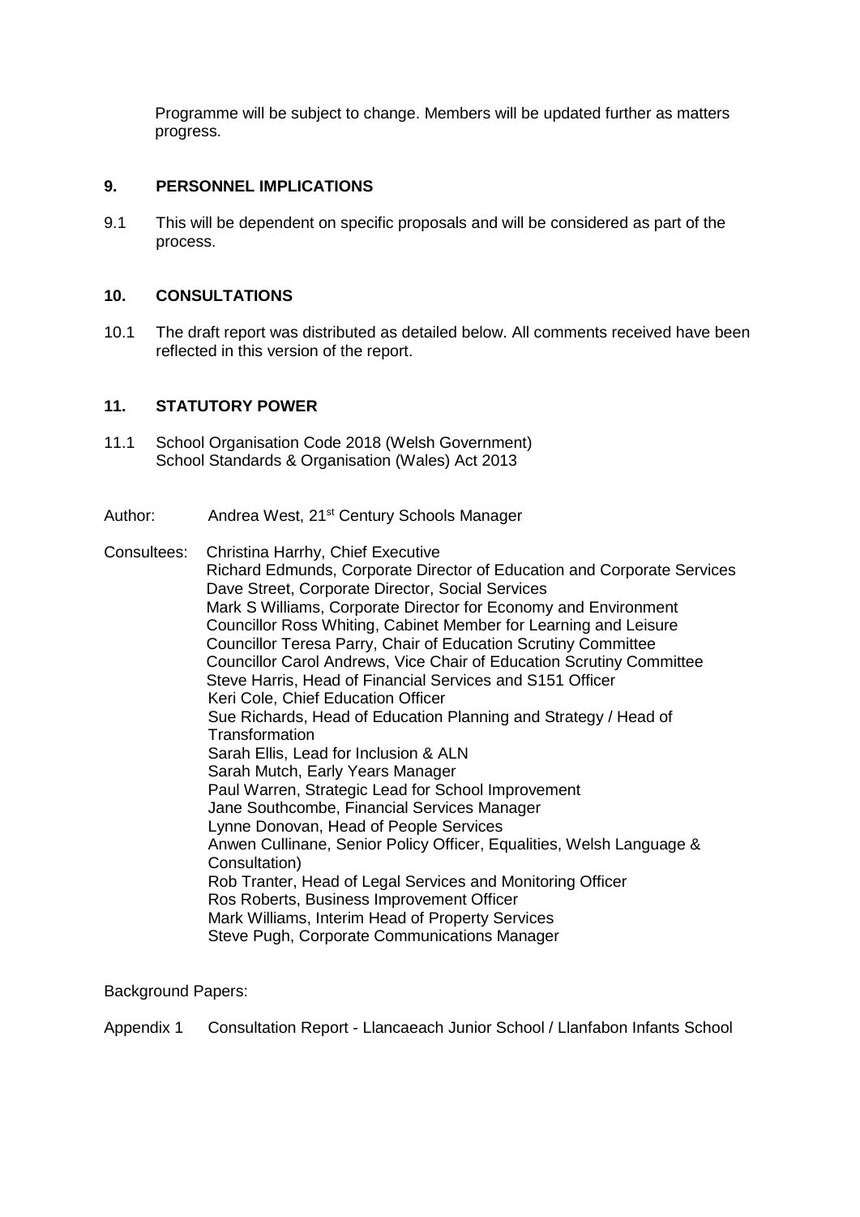Programme will be subject to change. Members will be updated further as matters progress.

## 9. PERSONNEL IMPLICATIONS

9.1 This will be dependent on specific proposals and will be considered as part of the process.

## 10. CONSULTATIONS

10.1 The draft report was distributed as detailed below. All comments received have been reflected in this version of the report.

## 11. STATUTORY POWER

11.1 School Organisation Code 2018 (Welsh Government)
School Standards & Organisation (Wales) Act 2013

Author: Andrea West, 21st Century Schools Manager

Consultees: Christina Harrhy, Chief Executive
Richard Edmunds, Corporate Director of Education and Corporate Services
Dave Street, Corporate Director, Social Services
Mark S Williams, Corporate Director for Economy and Environment
Councillor Ross Whiting, Cabinet Member for Learning and Leisure
Councillor Teresa Parry, Chair of Education Scrutiny Committee
Councillor Carol Andrews, Vice Chair of Education Scrutiny Committee
Steve Harris, Head of Financial Services and S151 Officer
Keri Cole, Chief Education Officer
Sue Richards, Head of Education Planning and Strategy / Head of Transformation
Sarah Ellis, Lead for Inclusion & ALN
Sarah Mutch, Early Years Manager
Paul Warren, Strategic Lead for School Improvement
Jane Southcombe, Financial Services Manager
Lynne Donovan, Head of People Services
Anwen Cullinane, Senior Policy Officer, Equalities, Welsh Language & Consultation)
Rob Tranter, Head of Legal Services and Monitoring Officer
Ros Roberts, Business Improvement Officer
Mark Williams, Interim Head of Property Services
Steve Pugh, Corporate Communications Manager

Background Papers:

Appendix 1 Consultation Report - Llancaeach Junior School / Llanfabon Infants School